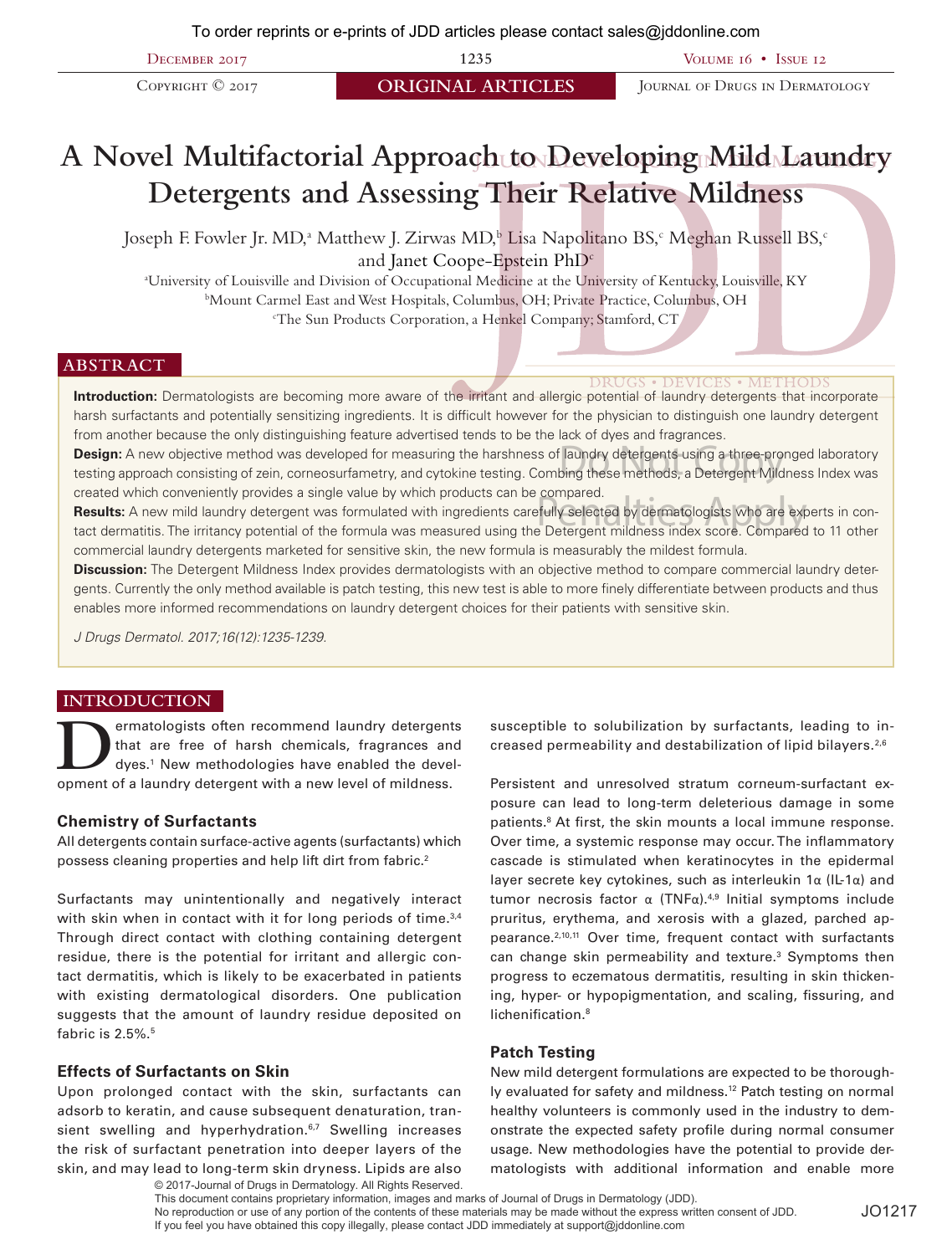# A Novel Multifactorial Approach to Developing Mild Laundry Detergents and Assessing Their Relative Mildness

Joseph F. Fowler Jr. MD,[a] Matthew J. Zirwas MD,[b] Lisa Napolitano BS,[c] Meghan Russell BS,[c] and Janet Coope-Epstein PhD[c]

[a]University of Louisville and Division of Occupational Medicine at the University of Kentucky, Louisville, KY
[b]Mount Carmel East and West Hospitals, Columbus, OH; Private Practice, Columbus, OH
[c]The Sun Products Corporation, a Henkel Company; Stamford, CT

## ABSTRACT

**Introduction:** Dermatologists are becoming more aware of the irritant and allergic potential of laundry detergents that incorporate harsh surfactants and potentially sensitizing ingredients. It is difficult however for the physician to distinguish one laundry detergent from another because the only distinguishing feature advertised tends to be the lack of dyes and fragrances.

**Design:** A new objective method was developed for measuring the harshness of laundry detergents using a three-pronged laboratory testing approach consisting of zein, corneosurfametry, and cytokine testing. Combing these methods, a Detergent Mildness Index was created which conveniently provides a single value by which products can be compared.

**Results:** A new mild laundry detergent was formulated with ingredients carefully selected by dermatologists who are experts in contact dermatitis. The irritancy potential of the formula was measured using the Detergent mildness index score. Compared to 11 other commercial laundry detergents marketed for sensitive skin, the new formula is measurably the mildest formula.

**Discussion:** The Detergent Mildness Index provides dermatologists with an objective method to compare commercial laundry detergents. Currently the only method available is patch testing, this new test is able to more finely differentiate between products and thus enables more informed recommendations on laundry detergent choices for their patients with sensitive skin.

*J Drugs Dermatol. 2017;16(12):1235-1239.*

## INTRODUCTION

Dermatologists often recommend laundry detergents that are free of harsh chemicals, fragrances and dyes.[1] New methodologies have enabled the development of a laundry detergent with a new level of mildness.

### Chemistry of Surfactants

All detergents contain surface-active agents (surfactants) which possess cleaning properties and help lift dirt from fabric.[2]

Surfactants may unintentionally and negatively interact with skin when in contact with it for long periods of time.[3,4] Through direct contact with clothing containing detergent residue, there is the potential for irritant and allergic contact dermatitis, which is likely to be exacerbated in patients with existing dermatological disorders. One publication suggests that the amount of laundry residue deposited on fabric is 2.5%.[5]

### Effects of Surfactants on Skin

Upon prolonged contact with the skin, surfactants can adsorb to keratin, and cause subsequent denaturation, transient swelling and hyperhydration.[6,7] Swelling increases the risk of surfactant penetration into deeper layers of the skin, and may lead to long-term skin dryness. Lipids are also susceptible to solubilization by surfactants, leading to increased permeability and destabilization of lipid bilayers.[2,6]

Persistent and unresolved stratum corneum-surfactant exposure can lead to long-term deleterious damage in some patients.[8] At first, the skin mounts a local immune response. Over time, a systemic response may occur. The inflammatory cascade is stimulated when keratinocytes in the epidermal layer secrete key cytokines, such as interleukin 1α (IL-1α) and tumor necrosis factor α (TNFα).[4,9] Initial symptoms include pruritus, erythema, and xerosis with a glazed, parched appearance.[2,10,11] Over time, frequent contact with surfactants can change skin permeability and texture.[3] Symptoms then progress to eczematous dermatitis, resulting in skin thickening, hyper- or hypopigmentation, and scaling, fissuring, and lichenification.[8]

### Patch Testing

New mild detergent formulations are expected to be thoroughly evaluated for safety and mildness.[12] Patch testing on normal healthy volunteers is commonly used in the industry to demonstrate the expected safety profile during normal consumer usage. New methodologies have the potential to provide dermatologists with additional information and enable more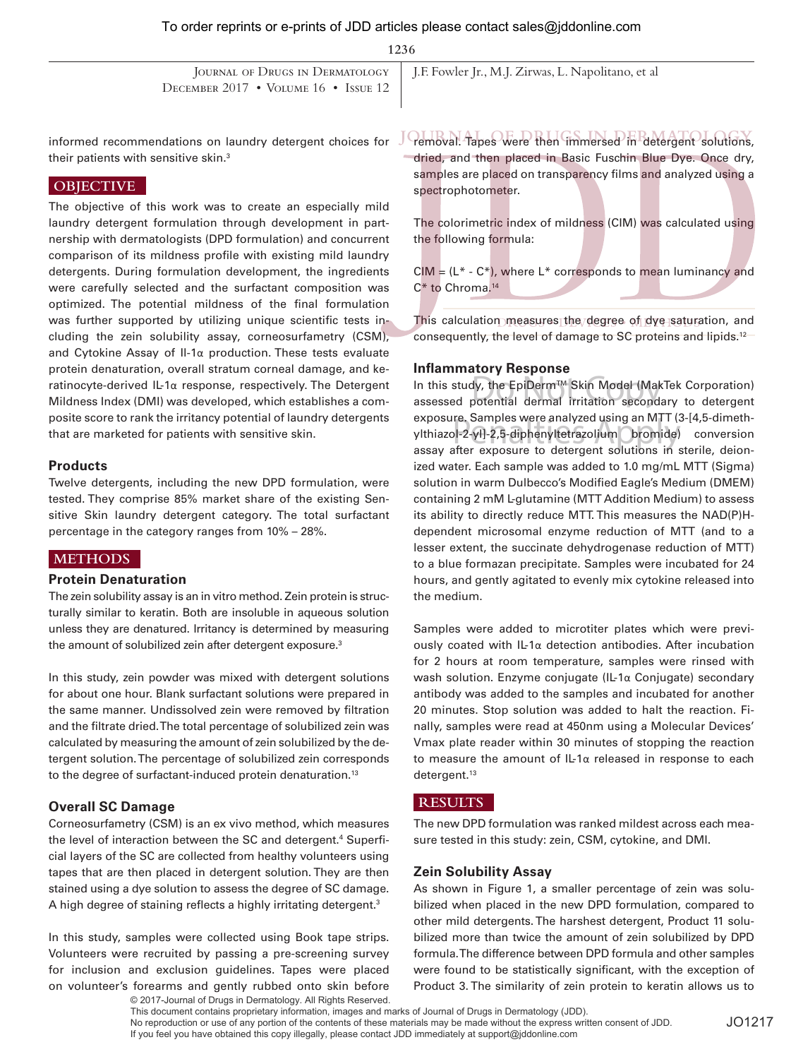informed recommendations on laundry detergent choices for their patients with sensitive skin.[3]

## OBJECTIVE

The objective of this work was to create an especially mild laundry detergent formulation through development in partnership with dermatologists (DPD formulation) and concurrent comparison of its mildness profile with existing mild laundry detergents. During formulation development, the ingredients were carefully selected and the surfactant composition was optimized. The potential mildness of the final formulation was further supported by utilizing unique scientific tests including the zein solubility assay, corneosurfametry (CSM), and Cytokine Assay of Il-1α production. These tests evaluate protein denaturation, overall stratum corneal damage, and keratinocyte-derived IL-1α response, respectively. The Detergent Mildness Index (DMI) was developed, which establishes a composite score to rank the irritancy potential of laundry detergents that are marketed for patients with sensitive skin.

### Products

Twelve detergents, including the new DPD formulation, were tested. They comprise 85% market share of the existing Sensitive Skin laundry detergent category. The total surfactant percentage in the category ranges from 10% – 28%.

## METHODS

### Protein Denaturation

The zein solubility assay is an in vitro method. Zein protein is structurally similar to keratin. Both are insoluble in aqueous solution unless they are denatured. Irritancy is determined by measuring the amount of solubilized zein after detergent exposure.[3]

In this study, zein powder was mixed with detergent solutions for about one hour. Blank surfactant solutions were prepared in the same manner. Undissolved zein were removed by filtration and the filtrate dried. The total percentage of solubilized zein was calculated by measuring the amount of zein solubilized by the detergent solution. The percentage of solubilized zein corresponds to the degree of surfactant-induced protein denaturation.[13]

### Overall SC Damage

Corneosurfametry (CSM) is an ex vivo method, which measures the level of interaction between the SC and detergent.[4] Superficial layers of the SC are collected from healthy volunteers using tapes that are then placed in detergent solution. They are then stained using a dye solution to assess the degree of SC damage. A high degree of staining reflects a highly irritating detergent.[3]

In this study, samples were collected using Book tape strips. Volunteers were recruited by passing a pre-screening survey for inclusion and exclusion guidelines. Tapes were placed on volunteer's forearms and gently rubbed onto skin before removal. Tapes were then immersed in detergent solutions, dried, and then placed in Basic Fuschin Blue Dye. Once dry, samples are placed on transparency films and analyzed using a spectrophotometer.

The colorimetric index of mildness (CIM) was calculated using the following formula:

CIM = ($L^*$ - $C^*$), where $L^*$ corresponds to mean luminancy and $C^*$ to Chroma.[14]

This calculation measures the degree of dye saturation, and consequently, the level of damage to SC proteins and lipids.[12]

### Inflammatory Response

In this study, the EpiDerm™ Skin Model (MakTek Corporation) assessed potential dermal irritation secondary to detergent exposure. Samples were analyzed using an MTT (3-[4,5-dimethylthiazol-2-yl]-2,5-diphenyltetrazolium bromide) conversion assay after exposure to detergent solutions in sterile, deionized water. Each sample was added to 1.0 mg/mL MTT (Sigma) solution in warm Dulbecco's Modified Eagle's Medium (DMEM) containing 2 mM L-glutamine (MTT Addition Medium) to assess its ability to directly reduce MTT. This measures the NAD(P)H-dependent microsomal enzyme reduction of MTT (and to a lesser extent, the succinate dehydrogenase reduction of MTT) to a blue formazan precipitate. Samples were incubated for 24 hours, and gently agitated to evenly mix cytokine released into the medium.

Samples were added to microtiter plates which were previously coated with IL-1α detection antibodies. After incubation for 2 hours at room temperature, samples were rinsed with wash solution. Enzyme conjugate (IL-1α Conjugate) secondary antibody was added to the samples and incubated for another 20 minutes. Stop solution was added to halt the reaction. Finally, samples were read at 450nm using a Molecular Devices' Vmax plate reader within 30 minutes of stopping the reaction to measure the amount of IL-1α released in response to each detergent.[13]

## RESULTS

The new DPD formulation was ranked mildest across each measure tested in this study: zein, CSM, cytokine, and DMI.

### Zein Solubility Assay

As shown in Figure 1, a smaller percentage of zein was solubilized when placed in the new DPD formulation, compared to other mild detergents. The harshest detergent, Product 11 solubilized more than twice the amount of zein solubilized by DPD formula. The difference between DPD formula and other samples were found to be statistically significant, with the exception of Product 3. The similarity of zein protein to keratin allows us to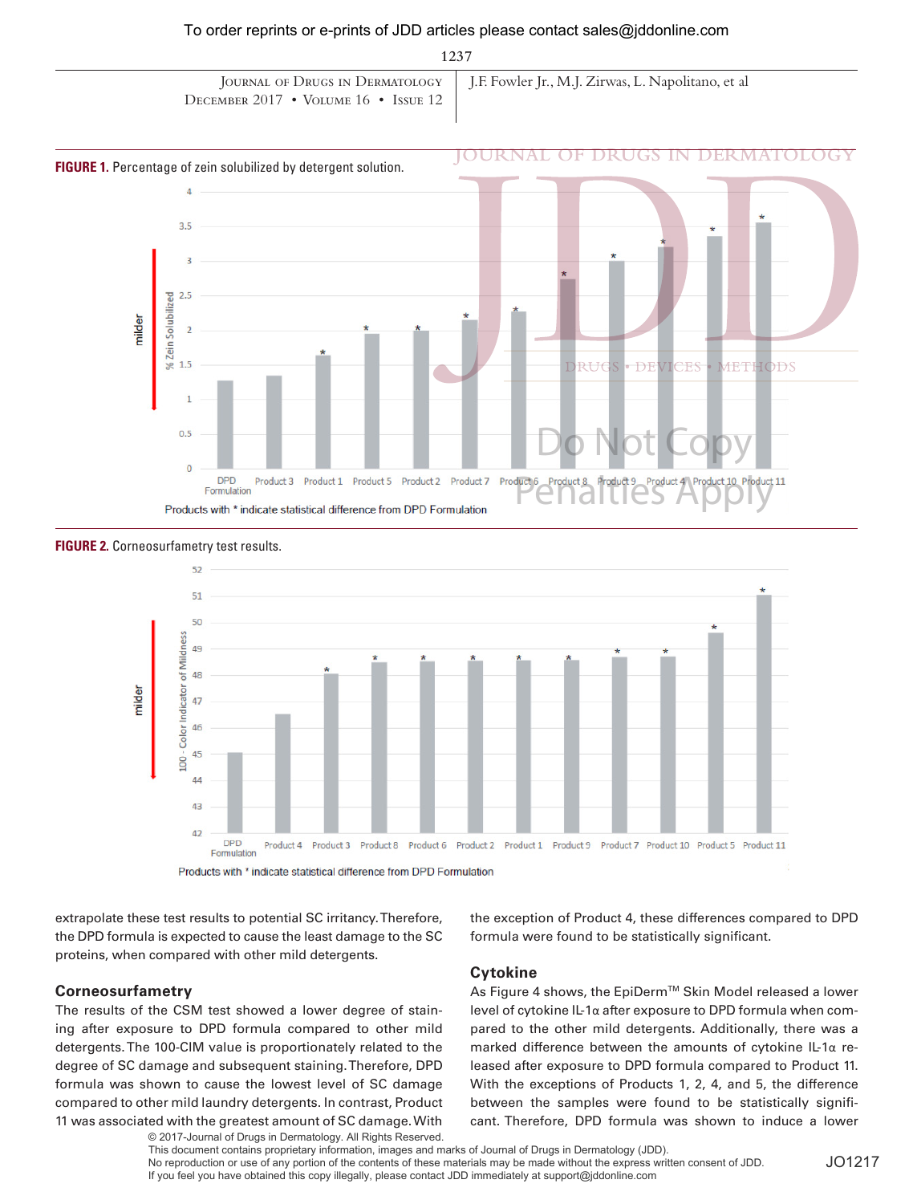**FIGURE 1.** Percentage of zein solubilized by detergent solution.

Products with * indicate statistical difference from DPD Formulation

**FIGURE 2.** Corneosurfametry test results.

Products with * indicate statistical difference from DPD Formulation

extrapolate these test results to potential SC irritancy. Therefore, the DPD formula is expected to cause the least damage to the SC proteins, when compared with other mild detergents.

## Corneosurfametry

The results of the CSM test showed a lower degree of staining after exposure to DPD formula compared to other mild detergents. The 100-CIM value is proportionately related to the degree of SC damage and subsequent staining. Therefore, DPD formula was shown to cause the lowest level of SC damage compared to other mild laundry detergents. In contrast, Product 11 was associated with the greatest amount of SC damage. With the exception of Product 4, these differences compared to DPD formula were found to be statistically significant.

## Cytokine

As Figure 4 shows, the EpiDerm™ Skin Model released a lower level of cytokine IL-1α after exposure to DPD formula when compared to the other mild detergents. Additionally, there was a marked difference between the amounts of cytokine IL-1α released after exposure to DPD formula compared to Product 11. With the exceptions of Products 1, 2, 4, and 5, the difference between the samples were found to be statistically significant. Therefore, DPD formula was shown to induce a lower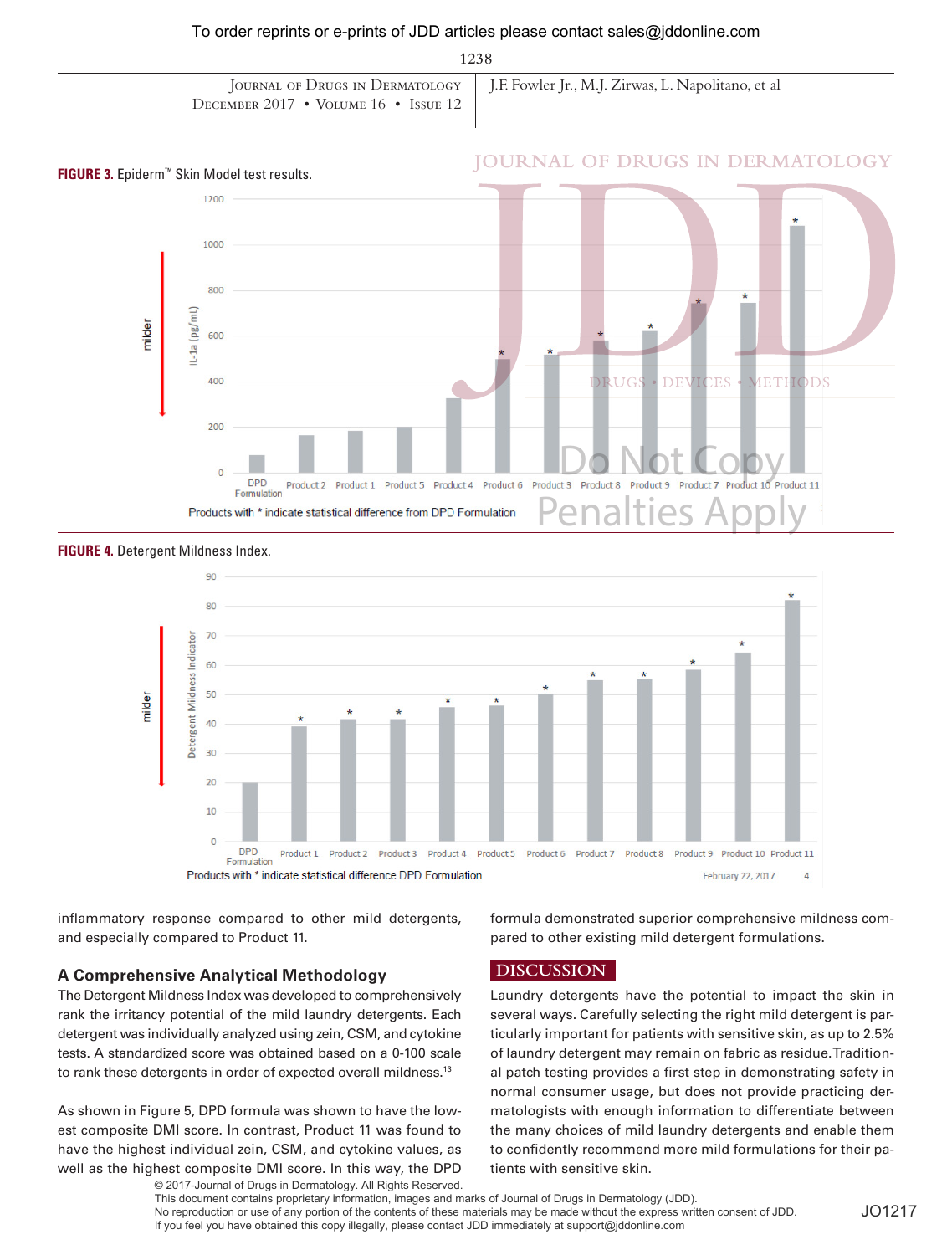**FIGURE 3.** Epiderm™ Skin Model test results.

**FIGURE 4.** Detergent Mildness Index.

inflammatory response compared to other mild detergents, and especially compared to Product 11.

### A Comprehensive Analytical Methodology

The Detergent Mildness Index was developed to comprehensively rank the irritancy potential of the mild laundry detergents. Each detergent was individually analyzed using zein, CSM, and cytokine tests. A standardized score was obtained based on a 0-100 scale to rank these detergents in order of expected overall mildness.[13]

As shown in Figure 5, DPD formula was shown to have the lowest composite DMI score. In contrast, Product 11 was found to have the highest individual zein, CSM, and cytokine values, as well as the highest composite DMI score. In this way, the DPD formula demonstrated superior comprehensive mildness compared to other existing mild detergent formulations.

## DISCUSSION

Laundry detergents have the potential to impact the skin in several ways. Carefully selecting the right mild detergent is particularly important for patients with sensitive skin, as up to 2.5% of laundry detergent may remain on fabric as residue. Traditional patch testing provides a first step in demonstrating safety in normal consumer usage, but does not provide practicing dermatologists with enough information to differentiate between the many choices of mild laundry detergents and enable them to confidently recommend more mild formulations for their patients with sensitive skin.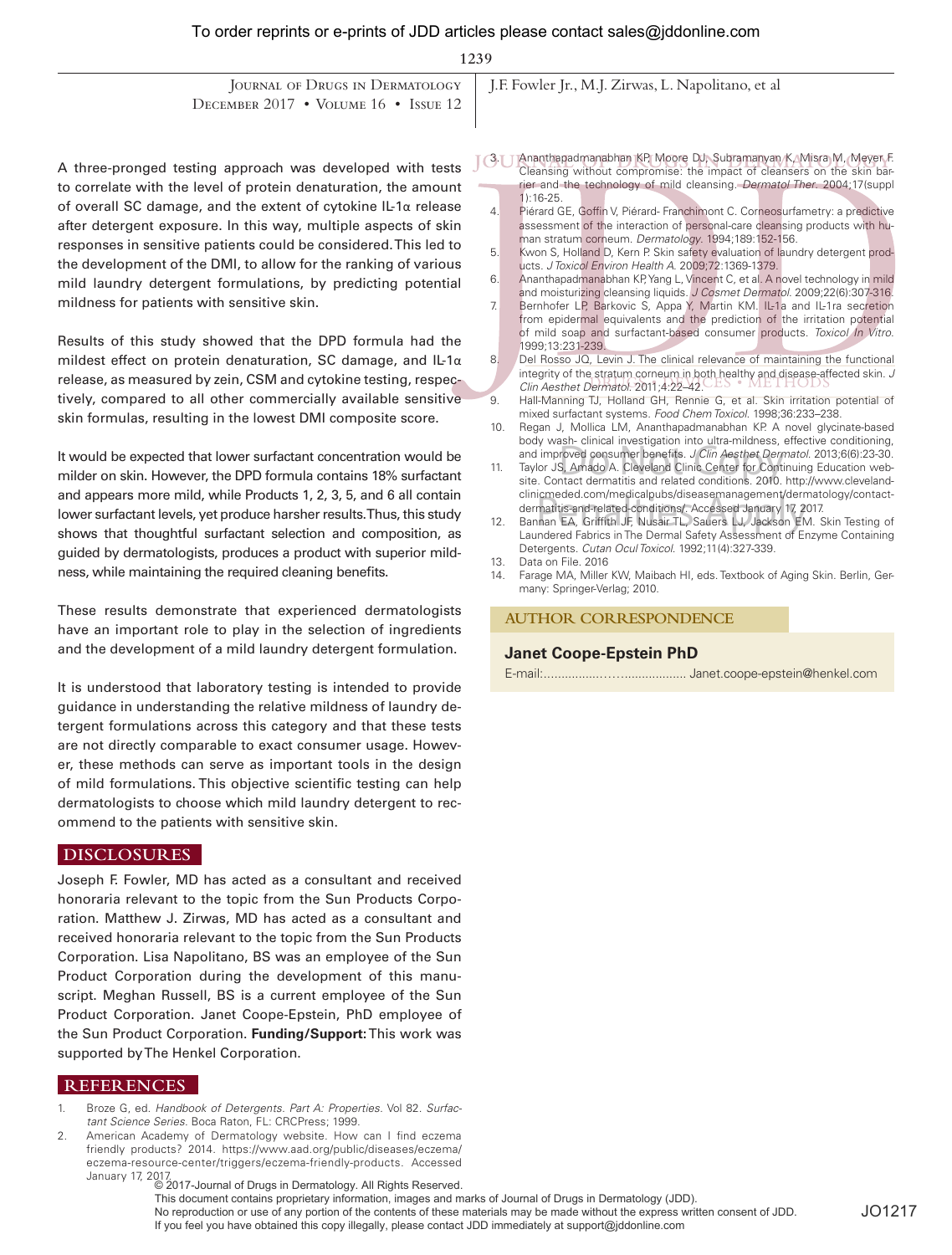A three-pronged testing approach was developed with tests to correlate with the level of protein denaturation, the amount of overall SC damage, and the extent of cytokine IL-1α release after detergent exposure. In this way, multiple aspects of skin responses in sensitive patients could be considered. This led to the development of the DMI, to allow for the ranking of various mild laundry detergent formulations, by predicting potential mildness for patients with sensitive skin.

Results of this study showed that the DPD formula had the mildest effect on protein denaturation, SC damage, and IL-1α release, as measured by zein, CSM and cytokine testing, respectively, compared to all other commercially available sensitive skin formulas, resulting in the lowest DMI composite score.

It would be expected that lower surfactant concentration would be milder on skin. However, the DPD formula contains 18% surfactant and appears more mild, while Products 1, 2, 3, 5, and 6 all contain lower surfactant levels, yet produce harsher results. Thus, this study shows that thoughtful surfactant selection and composition, as guided by dermatologists, produces a product with superior mildness, while maintaining the required cleaning benefits.

These results demonstrate that experienced dermatologists have an important role to play in the selection of ingredients and the development of a mild laundry detergent formulation.

It is understood that laboratory testing is intended to provide guidance in understanding the relative mildness of laundry detergent formulations across this category and that these tests are not directly comparable to exact consumer usage. However, these methods can serve as important tools in the design of mild formulations. This objective scientific testing can help dermatologists to choose which mild laundry detergent to recommend to the patients with sensitive skin.

## DISCLOSURES

Joseph F. Fowler, MD has acted as a consultant and received honoraria relevant to the topic from the Sun Products Corporation. Matthew J. Zirwas, MD has acted as a consultant and received honoraria relevant to the topic from the Sun Products Corporation. Lisa Napolitano, BS was an employee of the Sun Product Corporation during the development of this manuscript. Meghan Russell, BS is a current employee of the Sun Product Corporation. Janet Coope-Epstein, PhD employee of the Sun Product Corporation. **Funding/Support:** This work was supported by The Henkel Corporation.

## REFERENCES

1. Broze G, ed. *Handbook of Detergents. Part A: Properties.* Vol 82. *Surfactant Science Series.* Boca Raton, FL: CRCPress; 1999.
2. American Academy of Dermatology website. How can I find eczema friendly products? 2014. https://www.aad.org/public/diseases/eczema/eczema-resource-center/triggers/eczema-friendly-products. Accessed January 17, 2017.
3. Ananthapadmanabhan KP, Moore DJ, Subramanyan K, Misra M, Meyer F. Cleansing without compromise: the impact of cleansers on the skin barrier and the technology of mild cleansing. *Dermatol Ther.* 2004;17(suppl 1):16-25.
4. Piérard GE, Goffin V, Piérard- Franchimont C. Corneosurfametry: a predictive assessment of the interaction of personal-care cleansing products with human stratum corneum. *Dermatology.* 1994;189:152-156.
5. Kwon S, Holland D, Kern P. Skin safety evaluation of laundry detergent products. *J Toxicol Environ Health A.* 2009;72:1369-1379.
6. Ananthapadmanabhan KP, Yang L, Vincent C, et al. A novel technology in mild and moisturizing cleansing liquids. *J Cosmet Dermatol.* 2009;22(6):307-316.
7. Bernhofer LP, Barkovic S, Appa Y, Martin KM. IL-1a and IL-1ra secretion from epidermal equivalents and the prediction of the irritation potential of mild soap and surfactant-based consumer products. *Toxicol In Vitro.* 1999;13:231-239.
8. Del Rosso JQ, Levin J. The clinical relevance of maintaining the functional integrity of the stratum corneum in both healthy and disease-affected skin. *J Clin Aesthet Dermatol.* 2011;4:22–42.
9. Hall-Manning TJ, Holland GH, Rennie G, et al. Skin irritation potential of mixed surfactant systems. *Food Chem Toxicol.* 1998;36:233–238.
10. Regan J, Mollica LM, Ananthapadmanabhan KP. A novel glycinate-based body wash- clinical investigation into ultra-mildness, effective conditioning, and improved consumer benefits. *J Clin Aesthet Dermatol.* 2013;6(6):23-30.
11. Taylor JS, Amado A. Cleveland Clinic Center for Continuing Education website. Contact dermatitis and related conditions. 2010. http://www.clevelandclinicmeded.com/medicalpubs/diseasemanagement/dermatology/contact-dermatitis-and-related-conditions/. Accessed January 17, 2017.
12. Bannan EA, Griffith JF, Nusair TL, Sauers LJ, Jackson EM. Skin Testing of Laundered Fabrics in The Dermal Safety Assessment of Enzyme Containing Detergents. *Cutan Ocul Toxicol.* 1992;11(4):327-339.
13. Data on File. 2016
14. Farage MA, Miller KW, Maibach HI, eds. Textbook of Aging Skin. Berlin, Germany: Springer-Verlag; 2010.

## AUTHOR CORRESPONDENCE

**Janet Coope-Epstein PhD**

E-mail:................……................. Janet.coope-epstein@henkel.com